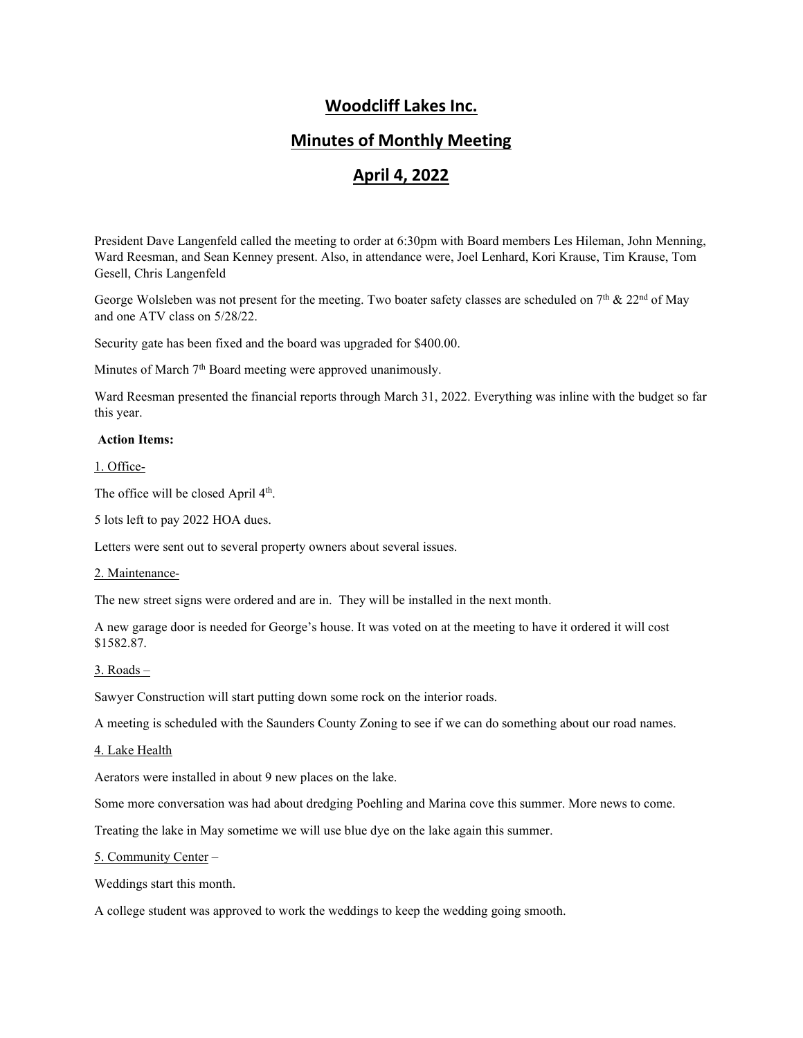# Woodcliff Lakes Inc.

## Minutes of Monthly Meeting

## April 4, 2022

President Dave Langenfeld called the meeting to order at 6:30pm with Board members Les Hileman, John Menning, Ward Reesman, and Sean Kenney present. Also, in attendance were, Joel Lenhard, Kori Krause, Tim Krause, Tom Gesell, Chris Langenfeld

George Wolsleben was not present for the meeting. Two boater safety classes are scheduled on 7th & 22nd of May and one ATV class on 5/28/22.

Security gate has been fixed and the board was upgraded for $400.00.

Minutes of March 7th Board meeting were approved unanimously.

Ward Reesman presented the financial reports through March 31, 2022. Everything was inline with the budget so far this year.

**Action Items:**

1. Office-

The office will be closed April 4th.

5 lots left to pay 2022 HOA dues.

Letters were sent out to several property owners about several issues.

2. Maintenance-

The new street signs were ordered and are in. They will be installed in the next month.

A new garage door is needed for George's house. It was voted on at the meeting to have it ordered it will cost $1582.87.

3. Roads –

Sawyer Construction will start putting down some rock on the interior roads.

A meeting is scheduled with the Saunders County Zoning to see if we can do something about our road names.

4. Lake Health

Aerators were installed in about 9 new places on the lake.

Some more conversation was had about dredging Poehling and Marina cove this summer. More news to come.

Treating the lake in May sometime we will use blue dye on the lake again this summer.

5. Community Center –

Weddings start this month.

A college student was approved to work the weddings to keep the wedding going smooth.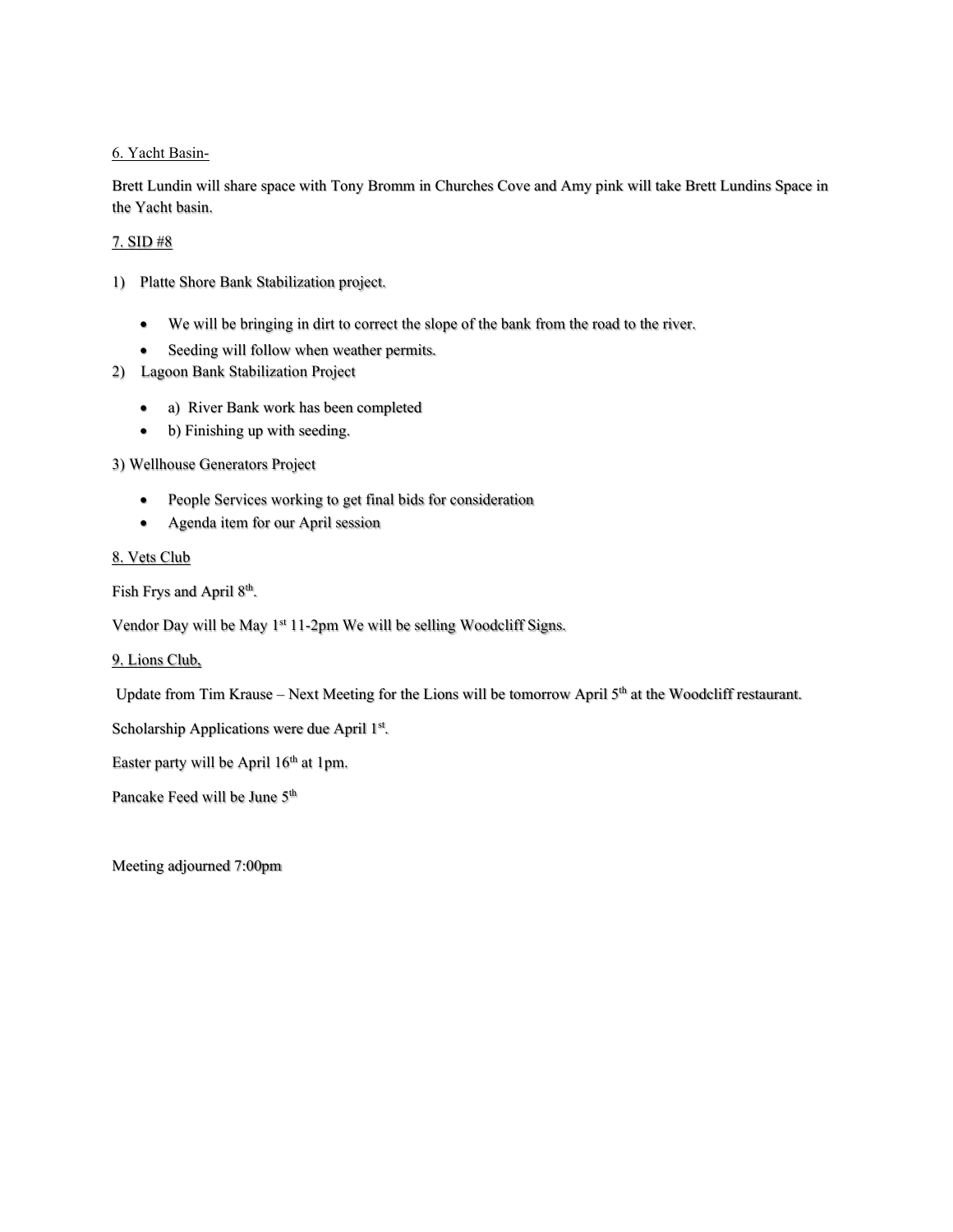6. Yacht Basin-

Brett Lundin will share space with Tony Bromm in Churches Cove and Amy pink will take Brett Lundins Space in the Yacht basin.

7. SID #8

1) Platte Shore Bank Stabilization project.

- We will be bringing in dirt to correct the slope of the bank from the road to the river.
- Seeding will follow when weather permits.

2) Lagoon Bank Stabilization Project

- a) River Bank work has been completed
- b) Finishing up with seeding.

3) Wellhouse Generators Project

- People Services working to get final bids for consideration
- Agenda item for our April session

8. Vets Club

Fish Frys and April 8th.

Vendor Day will be May 1st 11-2pm We will be selling Woodcliff Signs.

9. Lions Club,

Update from Tim Krause – Next Meeting for the Lions will be tomorrow April 5th at the Woodcliff restaurant.

Scholarship Applications were due April 1st.

Easter party will be April 16th at 1pm.

Pancake Feed will be June 5th

Meeting adjourned 7:00pm